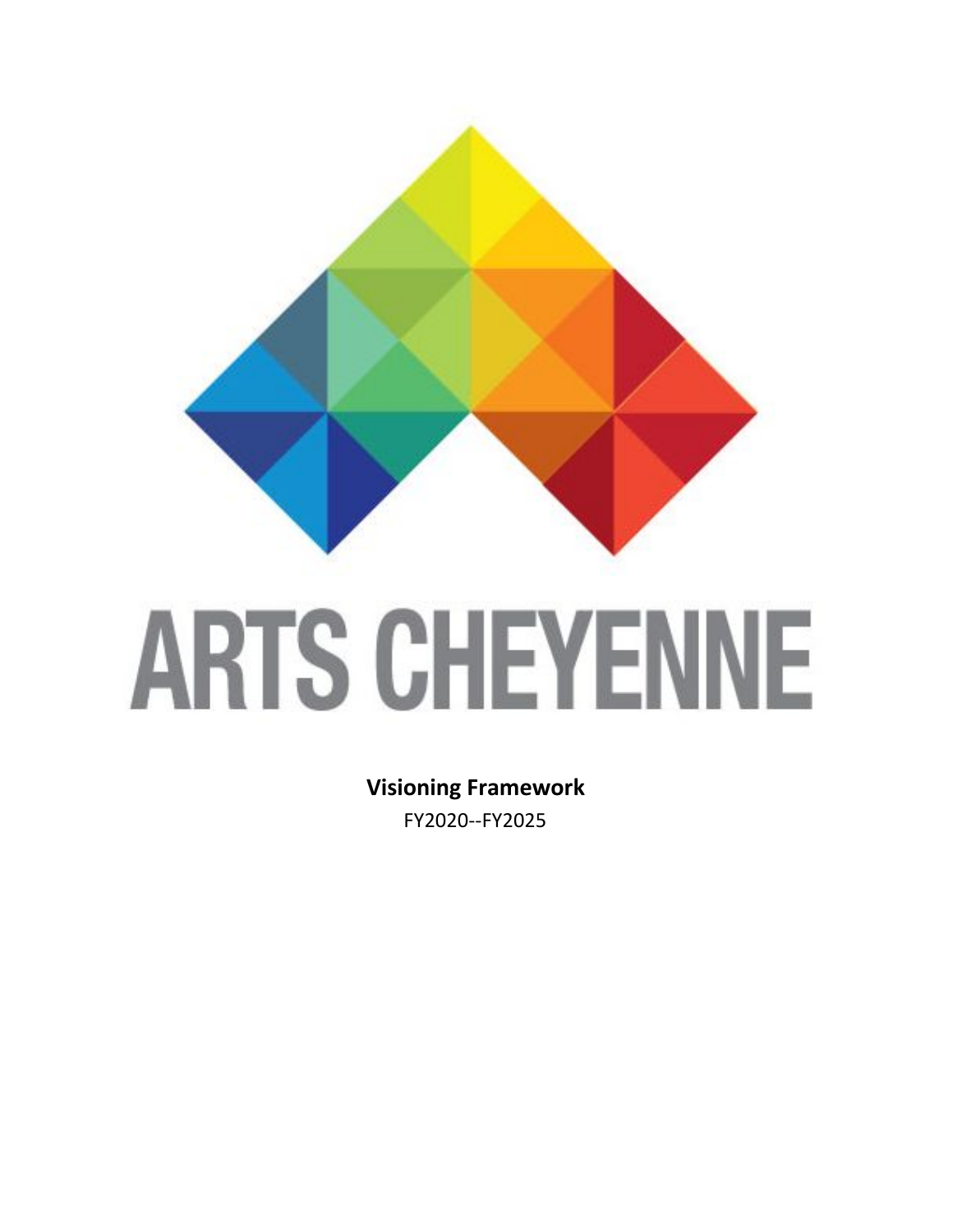# ARTS CHEYENNE

**Visioning Framework**

FY2020--FY2025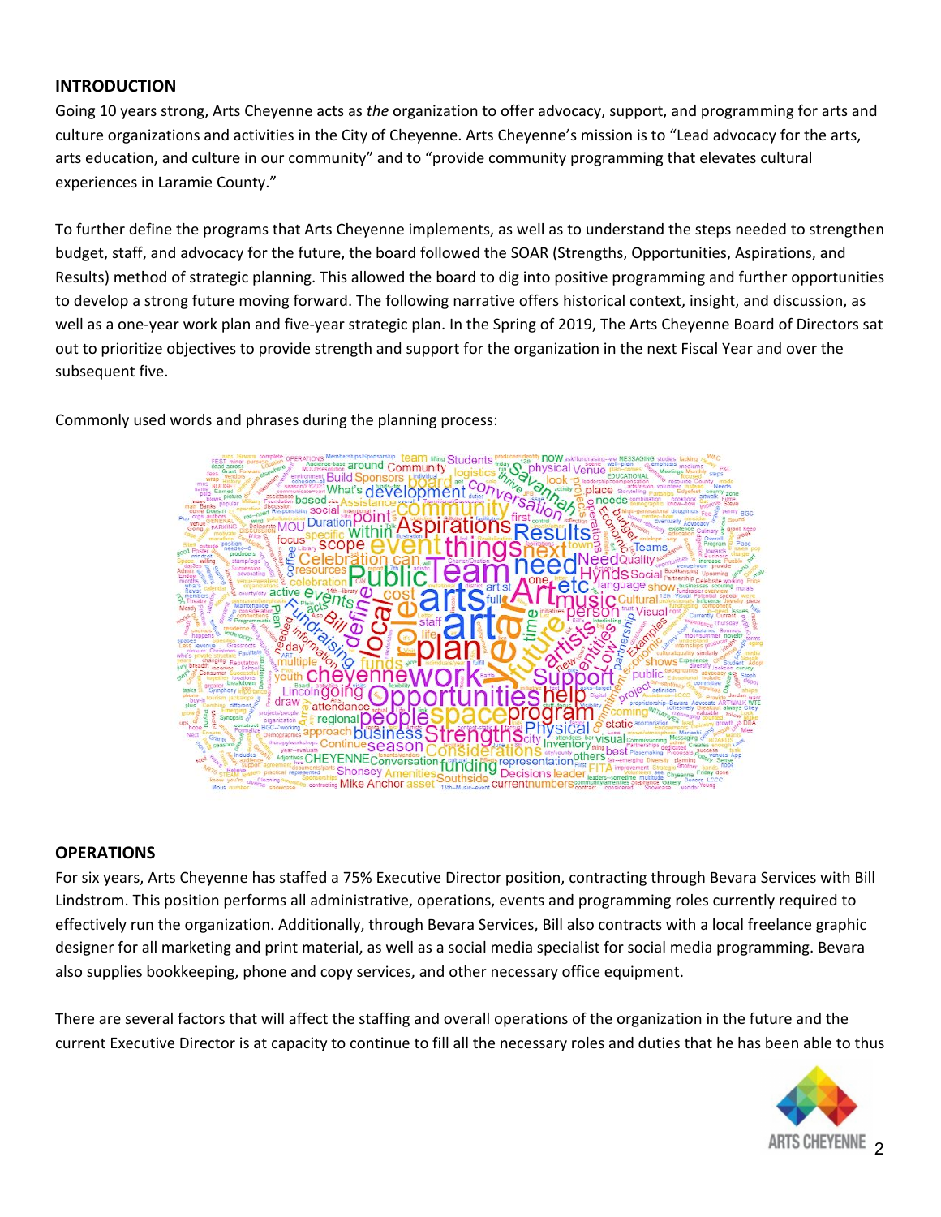## INTRODUCTION

Going 10 years strong, Arts Cheyenne acts as *the* organization to offer advocacy, support, and programming for arts and culture organizations and activities in the City of Cheyenne. Arts Cheyenne's mission is to "Lead advocacy for the arts, arts education, and culture in our community" and to "provide community programming that elevates cultural experiences in Laramie County."

To further define the programs that Arts Cheyenne implements, as well as to understand the steps needed to strengthen budget, staff, and advocacy for the future, the board followed the SOAR (Strengths, Opportunities, Aspirations, and Results) method of strategic planning. This allowed the board to dig into positive programming and further opportunities to develop a strong future moving forward. The following narrative offers historical context, insight, and discussion, as well as a one-year work plan and five-year strategic plan. In the Spring of 2019, The Arts Cheyenne Board of Directors sat out to prioritize objectives to provide strength and support for the organization in the next Fiscal Year and over the subsequent five.

Commonly used words and phrases during the planning process:

## OPERATIONS

For six years, Arts Cheyenne has staffed a 75% Executive Director position, contracting through Bevara Services with Bill Lindstrom. This position performs all administrative, operations, events and programming roles currently required to effectively run the organization. Additionally, through Bevara Services, Bill also contracts with a local freelance graphic designer for all marketing and print material, as well as a social media specialist for social media programming. Bevara also supplies bookkeeping, phone and copy services, and other necessary office equipment.

There are several factors that will affect the staffing and overall operations of the organization in the future and the current Executive Director is at capacity to continue to fill all the necessary roles and duties that he has been able to thus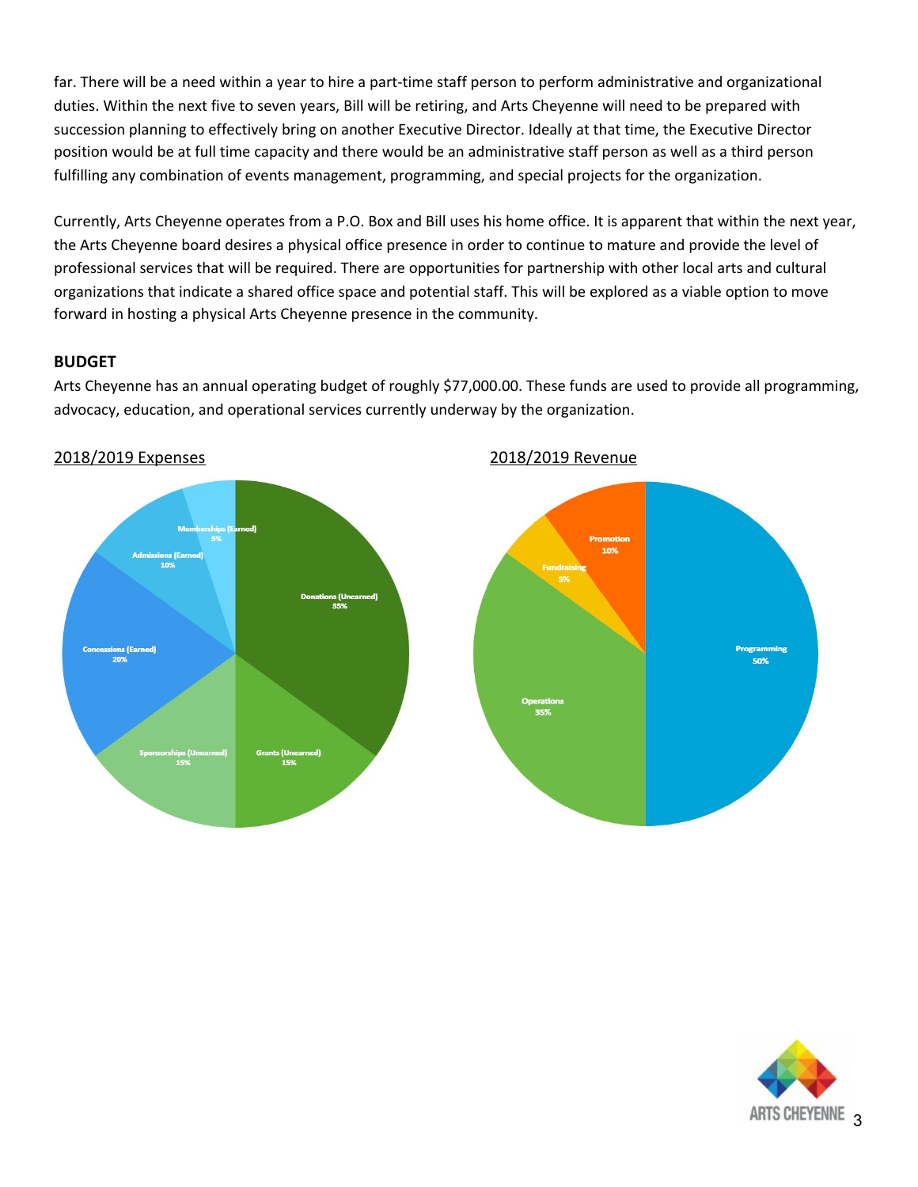far. There will be a need within a year to hire a part-time staff person to perform administrative and organizational duties. Within the next five to seven years, Bill will be retiring, and Arts Cheyenne will need to be prepared with succession planning to effectively bring on another Executive Director. Ideally at that time, the Executive Director position would be at full time capacity and there would be an administrative staff person as well as a third person fulfilling any combination of events management, programming, and special projects for the organization.

Currently, Arts Cheyenne operates from a P.O. Box and Bill uses his home office. It is apparent that within the next year, the Arts Cheyenne board desires a physical office presence in order to continue to mature and provide the level of professional services that will be required. There are opportunities for partnership with other local arts and cultural organizations that indicate a shared office space and potential staff. This will be explored as a viable option to move forward in hosting a physical Arts Cheyenne presence in the community.

## BUDGET

Arts Cheyenne has an annual operating budget of roughly $77,000.00. These funds are used to provide all programming, advocacy, education, and operational services currently underway by the organization.

2018/2019 Expenses

| Category | Share |
| --- | --- |
| Donations (Unearned) | 35% |
| Grants (Unearned) | 15% |
| Sponsorships (Unearned) | 15% |
| Concessions (Earned) | 20% |
| Admissions (Earned) | 10% |
| Memberships (Earned) | 5% |

2018/2019 Revenue

| Category | Share |
| --- | --- |
| Programming | 50% |
| Operations | 35% |
| Fundraising | 5% |
| Promotion | 10% |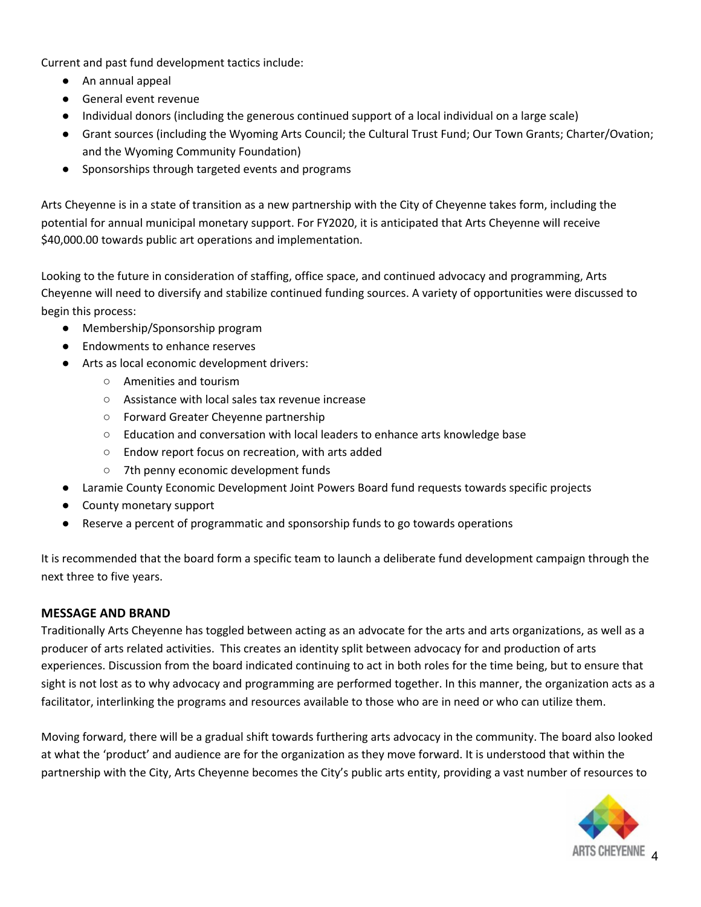Current and past fund development tactics include:

- An annual appeal
- General event revenue
- Individual donors (including the generous continued support of a local individual on a large scale)
- Grant sources (including the Wyoming Arts Council; the Cultural Trust Fund; Our Town Grants; Charter/Ovation; and the Wyoming Community Foundation)
- Sponsorships through targeted events and programs

Arts Cheyenne is in a state of transition as a new partnership with the City of Cheyenne takes form, including the potential for annual municipal monetary support. For FY2020, it is anticipated that Arts Cheyenne will receive $40,000.00 towards public art operations and implementation.

Looking to the future in consideration of staffing, office space, and continued advocacy and programming, Arts Cheyenne will need to diversify and stabilize continued funding sources. A variety of opportunities were discussed to begin this process:

- Membership/Sponsorship program
- Endowments to enhance reserves
- Arts as local economic development drivers:
  - Amenities and tourism
  - Assistance with local sales tax revenue increase
  - Forward Greater Cheyenne partnership
  - Education and conversation with local leaders to enhance arts knowledge base
  - Endow report focus on recreation, with arts added
  - 7th penny economic development funds
- Laramie County Economic Development Joint Powers Board fund requests towards specific projects
- County monetary support
- Reserve a percent of programmatic and sponsorship funds to go towards operations

It is recommended that the board form a specific team to launch a deliberate fund development campaign through the next three to five years.

## MESSAGE AND BRAND

Traditionally Arts Cheyenne has toggled between acting as an advocate for the arts and arts organizations, as well as a producer of arts related activities. This creates an identity split between advocacy for and production of arts experiences. Discussion from the board indicated continuing to act in both roles for the time being, but to ensure that sight is not lost as to why advocacy and programming are performed together. In this manner, the organization acts as a facilitator, interlinking the programs and resources available to those who are in need or who can utilize them.

Moving forward, there will be a gradual shift towards furthering arts advocacy in the community. The board also looked at what the 'product' and audience are for the organization as they move forward. It is understood that within the partnership with the City, Arts Cheyenne becomes the City's public arts entity, providing a vast number of resources to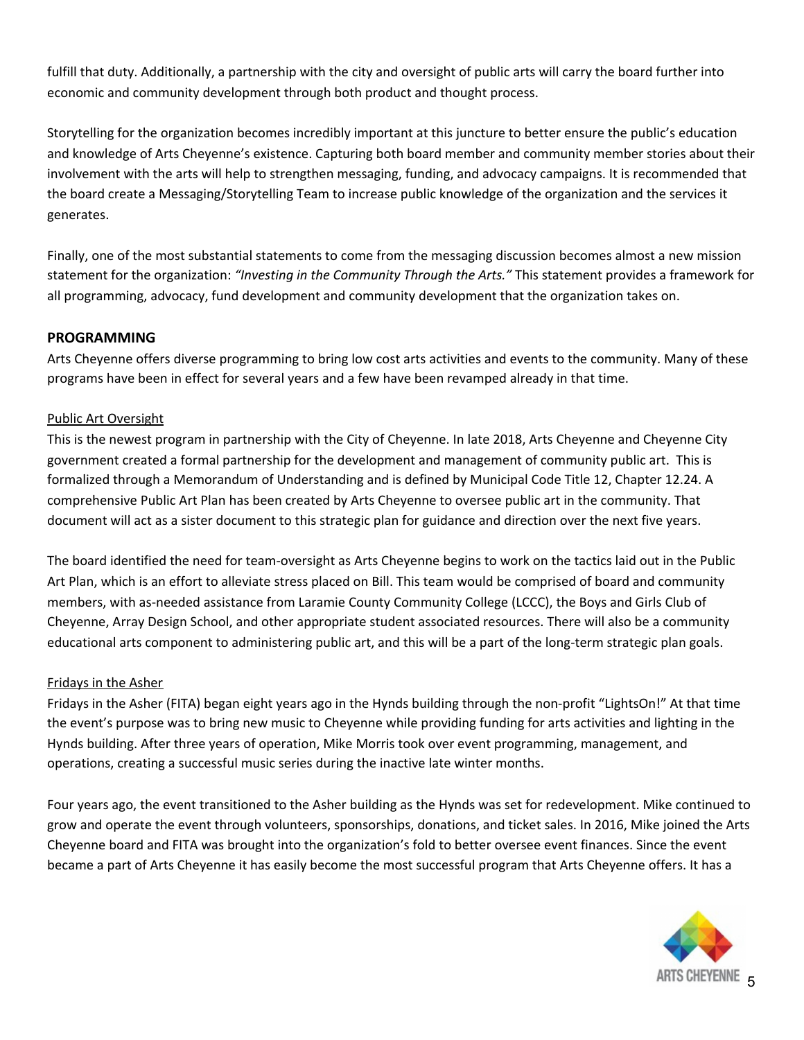fulfill that duty. Additionally, a partnership with the city and oversight of public arts will carry the board further into economic and community development through both product and thought process.

Storytelling for the organization becomes incredibly important at this juncture to better ensure the public's education and knowledge of Arts Cheyenne's existence. Capturing both board member and community member stories about their involvement with the arts will help to strengthen messaging, funding, and advocacy campaigns. It is recommended that the board create a Messaging/Storytelling Team to increase public knowledge of the organization and the services it generates.

Finally, one of the most substantial statements to come from the messaging discussion becomes almost a new mission statement for the organization: *"Investing in the Community Through the Arts."* This statement provides a framework for all programming, advocacy, fund development and community development that the organization takes on.

## PROGRAMMING

Arts Cheyenne offers diverse programming to bring low cost arts activities and events to the community. Many of these programs have been in effect for several years and a few have been revamped already in that time.

### Public Art Oversight

This is the newest program in partnership with the City of Cheyenne. In late 2018, Arts Cheyenne and Cheyenne City government created a formal partnership for the development and management of community public art. This is formalized through a Memorandum of Understanding and is defined by Municipal Code Title 12, Chapter 12.24. A comprehensive Public Art Plan has been created by Arts Cheyenne to oversee public art in the community. That document will act as a sister document to this strategic plan for guidance and direction over the next five years.

The board identified the need for team-oversight as Arts Cheyenne begins to work on the tactics laid out in the Public Art Plan, which is an effort to alleviate stress placed on Bill. This team would be comprised of board and community members, with as-needed assistance from Laramie County Community College (LCCC), the Boys and Girls Club of Cheyenne, Array Design School, and other appropriate student associated resources. There will also be a community educational arts component to administering public art, and this will be a part of the long-term strategic plan goals.

### Fridays in the Asher

Fridays in the Asher (FITA) began eight years ago in the Hynds building through the non-profit "LightsOn!" At that time the event's purpose was to bring new music to Cheyenne while providing funding for arts activities and lighting in the Hynds building. After three years of operation, Mike Morris took over event programming, management, and operations, creating a successful music series during the inactive late winter months.

Four years ago, the event transitioned to the Asher building as the Hynds was set for redevelopment. Mike continued to grow and operate the event through volunteers, sponsorships, donations, and ticket sales. In 2016, Mike joined the Arts Cheyenne board and FITA was brought into the organization's fold to better oversee event finances. Since the event became a part of Arts Cheyenne it has easily become the most successful program that Arts Cheyenne offers. It has a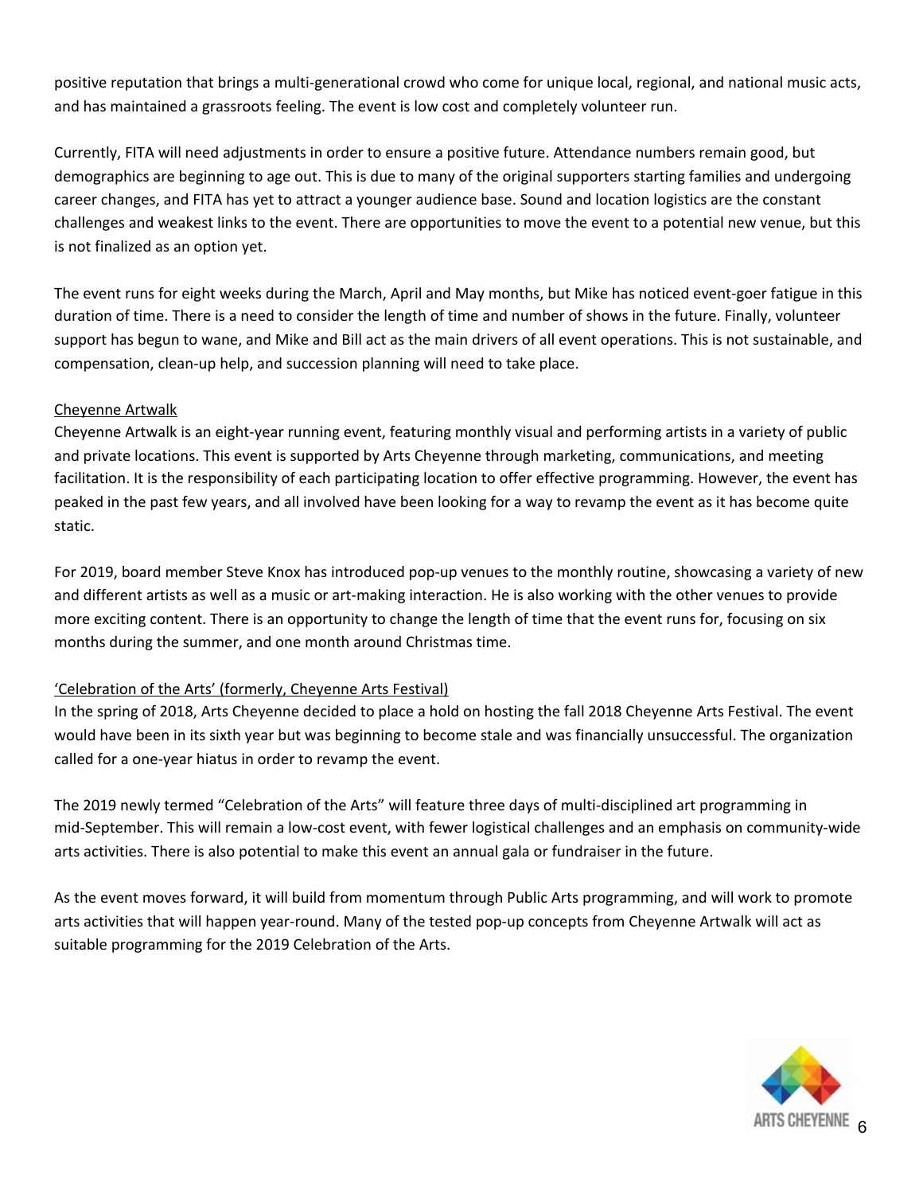positive reputation that brings a multi-generational crowd who come for unique local, regional, and national music acts, and has maintained a grassroots feeling. The event is low cost and completely volunteer run.

Currently, FITA will need adjustments in order to ensure a positive future. Attendance numbers remain good, but demographics are beginning to age out. This is due to many of the original supporters starting families and undergoing career changes, and FITA has yet to attract a younger audience base. Sound and location logistics are the constant challenges and weakest links to the event. There are opportunities to move the event to a potential new venue, but this is not finalized as an option yet.

The event runs for eight weeks during the March, April and May months, but Mike has noticed event-goer fatigue in this duration of time. There is a need to consider the length of time and number of shows in the future. Finally, volunteer support has begun to wane, and Mike and Bill act as the main drivers of all event operations. This is not sustainable, and compensation, clean-up help, and succession planning will need to take place.

<u>Cheyenne Artwalk</u>

Cheyenne Artwalk is an eight-year running event, featuring monthly visual and performing artists in a variety of public and private locations. This event is supported by Arts Cheyenne through marketing, communications, and meeting facilitation. It is the responsibility of each participating location to offer effective programming. However, the event has peaked in the past few years, and all involved have been looking for a way to revamp the event as it has become quite static.

For 2019, board member Steve Knox has introduced pop-up venues to the monthly routine, showcasing a variety of new and different artists as well as a music or art-making interaction. He is also working with the other venues to provide more exciting content. There is an opportunity to change the length of time that the event runs for, focusing on six months during the summer, and one month around Christmas time.

<u>'Celebration of the Arts' (formerly, Cheyenne Arts Festival)</u>

In the spring of 2018, Arts Cheyenne decided to place a hold on hosting the fall 2018 Cheyenne Arts Festival. The event would have been in its sixth year but was beginning to become stale and was financially unsuccessful. The organization called for a one-year hiatus in order to revamp the event.

The 2019 newly termed "Celebration of the Arts" will feature three days of multi-disciplined art programming in mid-September. This will remain a low-cost event, with fewer logistical challenges and an emphasis on community-wide arts activities. There is also potential to make this event an annual gala or fundraiser in the future.

As the event moves forward, it will build from momentum through Public Arts programming, and will work to promote arts activities that will happen year-round. Many of the tested pop-up concepts from Cheyenne Artwalk will act as suitable programming for the 2019 Celebration of the Arts.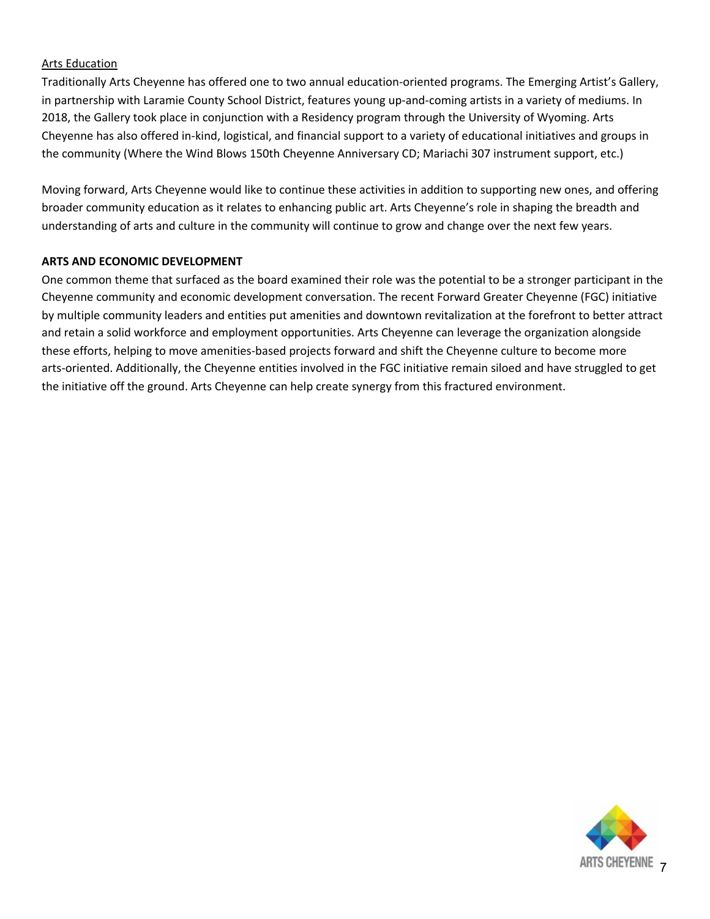Arts Education

Traditionally Arts Cheyenne has offered one to two annual education-oriented programs. The Emerging Artist's Gallery, in partnership with Laramie County School District, features young up-and-coming artists in a variety of mediums. In 2018, the Gallery took place in conjunction with a Residency program through the University of Wyoming. Arts Cheyenne has also offered in-kind, logistical, and financial support to a variety of educational initiatives and groups in the community (Where the Wind Blows 150th Cheyenne Anniversary CD; Mariachi 307 instrument support, etc.)

Moving forward, Arts Cheyenne would like to continue these activities in addition to supporting new ones, and offering broader community education as it relates to enhancing public art. Arts Cheyenne's role in shaping the breadth and understanding of arts and culture in the community will continue to grow and change over the next few years.

## ARTS AND ECONOMIC DEVELOPMENT

One common theme that surfaced as the board examined their role was the potential to be a stronger participant in the Cheyenne community and economic development conversation. The recent Forward Greater Cheyenne (FGC) initiative by multiple community leaders and entities put amenities and downtown revitalization at the forefront to better attract and retain a solid workforce and employment opportunities. Arts Cheyenne can leverage the organization alongside these efforts, helping to move amenities-based projects forward and shift the Cheyenne culture to become more arts-oriented. Additionally, the Cheyenne entities involved in the FGC initiative remain siloed and have struggled to get the initiative off the ground. Arts Cheyenne can help create synergy from this fractured environment.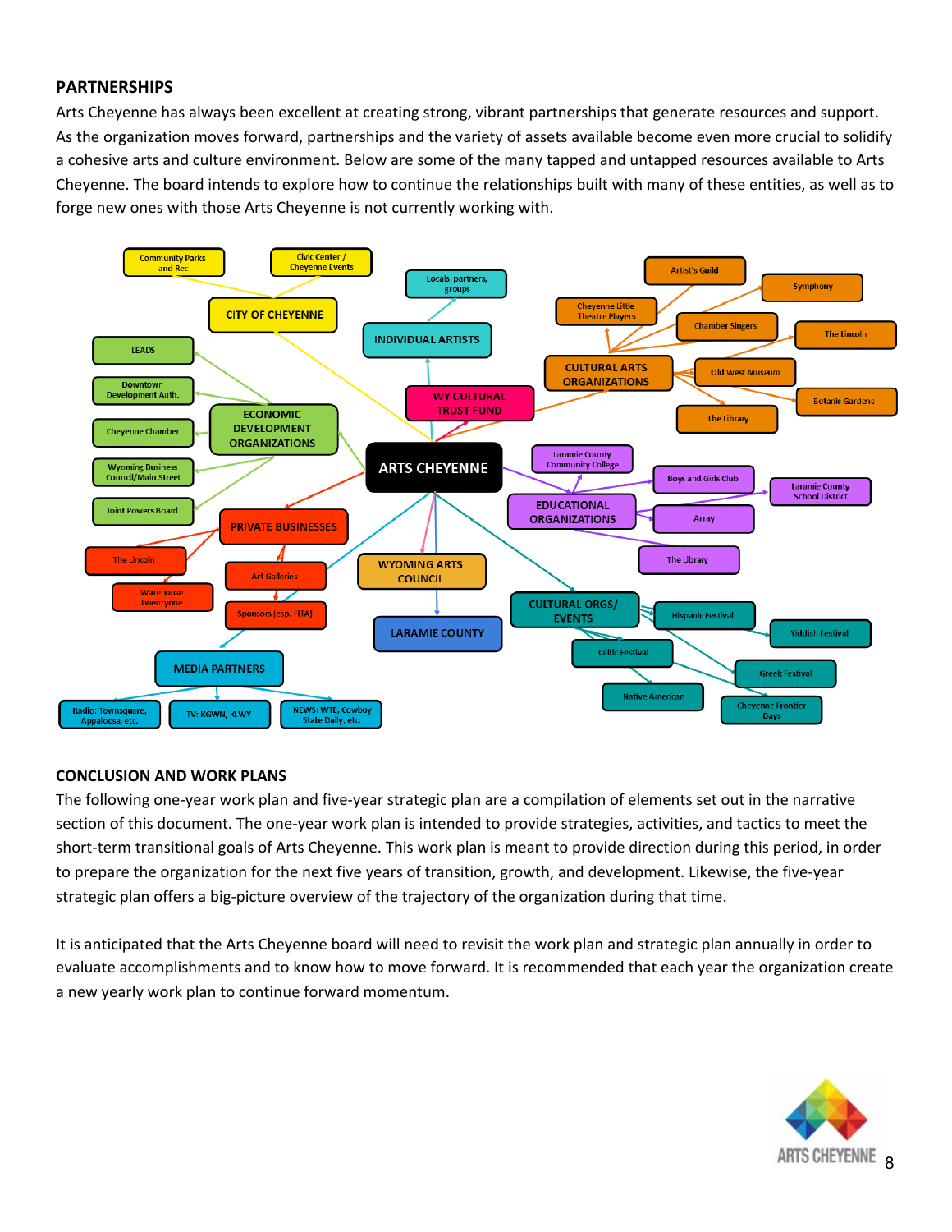## PARTNERSHIPS

Arts Cheyenne has always been excellent at creating strong, vibrant partnerships that generate resources and support. As the organization moves forward, partnerships and the variety of assets available become even more crucial to solidify a cohesive arts and culture environment. Below are some of the many tapped and untapped resources available to Arts Cheyenne. The board intends to explore how to continue the relationships built with many of these entities, as well as to forge new ones with those Arts Cheyenne is not currently working with.

ARTS CHEYENNE

CITY OF CHEYENNE
Community Parks and Rec
Civic Center / Cheyenne Events

INDIVIDUAL ARTISTS
Locals, partners, groups

WY CULTURAL TRUST FUND

CULTURAL ARTS ORGANIZATIONS
Artist's Guild
Symphony
Cheyenne Little Theatre Players
Chamber Singers
The Lincoln
Old West Museum
Botanic Gardens
The Library

ECONOMIC DEVELOPMENT ORGANIZATIONS
LEADS
Downtown Development Auth.
Cheyenne Chamber
Wyoming Business Council/Main Street
Joint Powers Board

EDUCATIONAL ORGANIZATIONS
Laramie County Community College
Boys and Girls Club
Laramie County School District
Array
The Library

PRIVATE BUSINESSES
The Lincoln
Warehouse Twentyone
Art Galleries
Sponsors (esp. FITA)

WYOMING ARTS COUNCIL

LARAMIE COUNTY

CULTURAL ORGS/ EVENTS
Hispanic Festival
Yiddish Festival
Celtic Festival
Greek Festival
Native American
Cheyenne Frontier Days

MEDIA PARTNERS
Radio: Townsquare, Appaloosa, etc.
TV: KGWN, KLWY
NEWS: WTE, Cowboy State Daily, etc.

## CONCLUSION AND WORK PLANS

The following one-year work plan and five-year strategic plan are a compilation of elements set out in the narrative section of this document. The one-year work plan is intended to provide strategies, activities, and tactics to meet the short-term transitional goals of Arts Cheyenne. This work plan is meant to provide direction during this period, in order to prepare the organization for the next five years of transition, growth, and development. Likewise, the five-year strategic plan offers a big-picture overview of the trajectory of the organization during that time.

It is anticipated that the Arts Cheyenne board will need to revisit the work plan and strategic plan annually in order to evaluate accomplishments and to know how to move forward. It is recommended that each year the organization create a new yearly work plan to continue forward momentum.